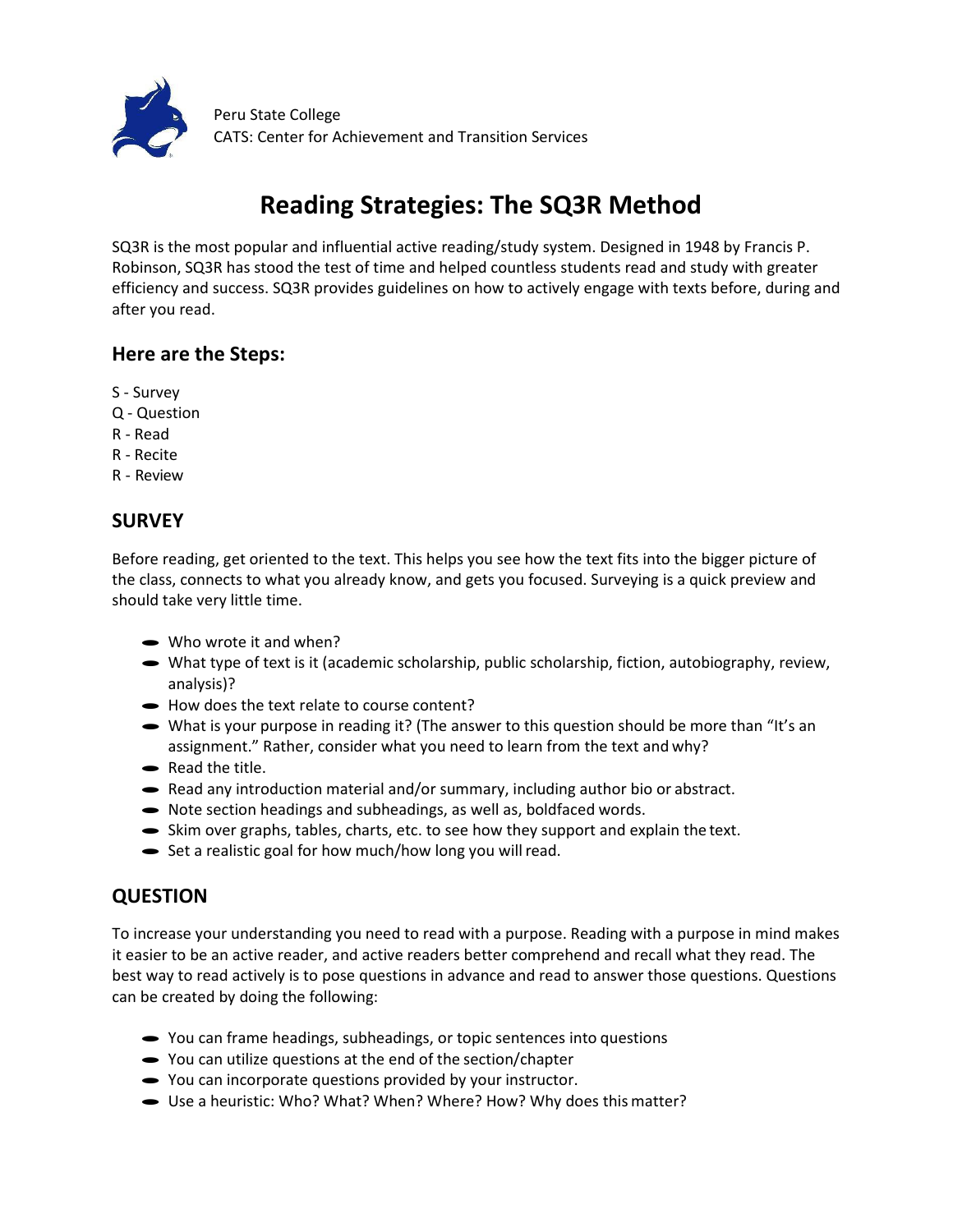Peru State College
CATS: Center for Achievement and Transition Services

# Reading Strategies: The SQ3R Method

SQ3R is the most popular and influential active reading/study system. Designed in 1948 by Francis P. Robinson, SQ3R has stood the test of time and helped countless students read and study with greater efficiency and success. SQ3R provides guidelines on how to actively engage with texts before, during and after you read.

## Here are the Steps:

S - Survey
Q - Question
R - Read
R - Recite
R - Review

## SURVEY

Before reading, get oriented to the text. This helps you see how the text fits into the bigger picture of the class, connects to what you already know, and gets you focused. Surveying is a quick preview and should take very little time.

- Who wrote it and when?
- What type of text is it (academic scholarship, public scholarship, fiction, autobiography, review, analysis)?
- How does the text relate to course content?
- What is your purpose in reading it? (The answer to this question should be more than "It's an assignment." Rather, consider what you need to learn from the text and why?
- Read the title.
- Read any introduction material and/or summary, including author bio or abstract.
- Note section headings and subheadings, as well as, boldfaced words.
- Skim over graphs, tables, charts, etc. to see how they support and explain the text.
- Set a realistic goal for how much/how long you will read.

## QUESTION

To increase your understanding you need to read with a purpose. Reading with a purpose in mind makes it easier to be an active reader, and active readers better comprehend and recall what they read. The best way to read actively is to pose questions in advance and read to answer those questions. Questions can be created by doing the following:

- You can frame headings, subheadings, or topic sentences into questions
- You can utilize questions at the end of the section/chapter
- You can incorporate questions provided by your instructor.
- Use a heuristic: Who? What? When? Where? How? Why does this matter?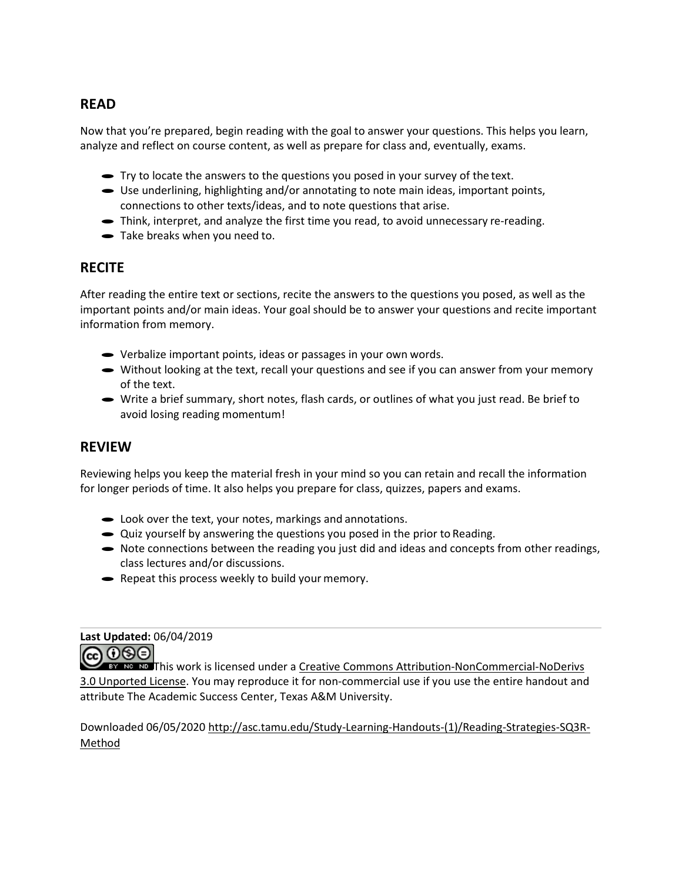## READ

Now that you're prepared, begin reading with the goal to answer your questions. This helps you learn, analyze and reflect on course content, as well as prepare for class and, eventually, exams.

- Try to locate the answers to the questions you posed in your survey of the text.
- Use underlining, highlighting and/or annotating to note main ideas, important points, connections to other texts/ideas, and to note questions that arise.
- Think, interpret, and analyze the first time you read, to avoid unnecessary re-reading.
- Take breaks when you need to.

## RECITE

After reading the entire text or sections, recite the answers to the questions you posed, as well as the important points and/or main ideas. Your goal should be to answer your questions and recite important information from memory.

- Verbalize important points, ideas or passages in your own words.
- Without looking at the text, recall your questions and see if you can answer from your memory of the text.
- Write a brief summary, short notes, flash cards, or outlines of what you just read. Be brief to avoid losing reading momentum!

## REVIEW

Reviewing helps you keep the material fresh in your mind so you can retain and recall the information for longer periods of time. It also helps you prepare for class, quizzes, papers and exams.

- Look over the text, your notes, markings and annotations.
- Quiz yourself by answering the questions you posed in the prior to Reading.
- Note connections between the reading you just did and ideas and concepts from other readings, class lectures and/or discussions.
- Repeat this process weekly to build your memory.

---

**Last Updated:** 06/04/2019

This work is licensed under a Creative Commons Attribution-NonCommercial-NoDerivs 3.0 Unported License. You may reproduce it for non-commercial use if you use the entire handout and attribute The Academic Success Center, Texas A&M University.

Downloaded 06/05/2020 http://asc.tamu.edu/Study-Learning-Handouts-(1)/Reading-Strategies-SQ3R-Method